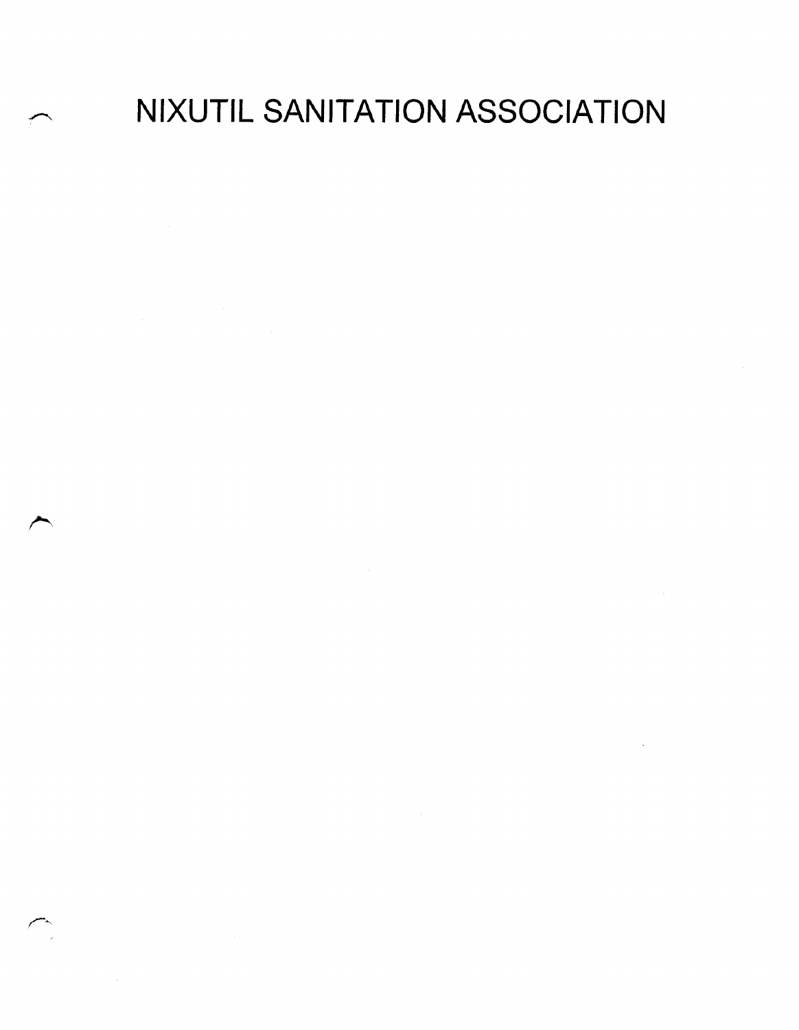# NIXUTIL SANITATION ASSOCIATION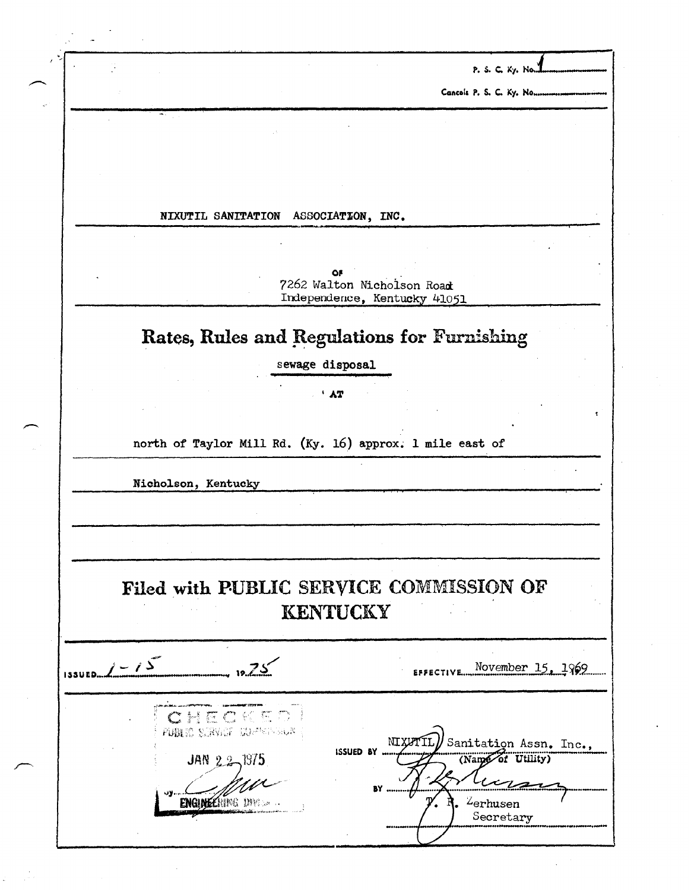P. S. C. Ky. No. 1

Cancels P. S. C. Ky. No.

NIXUTIL SANITATION ASSOCIATION, INC.

OF

7262 Walton Nicholson Road
Independence, Kentucky 41051

# Rates, Rules and Regulations for Furnishing

sewage disposal

AT

north of Taylor Mill Rd. (Ky. 16) approx. 1 mile east of

Nicholson, Kentucky

# Filed with PUBLIC SERVICE COMMISSION OF KENTUCKY

ISSUED 1-15 1975

EFFECTIVE November 15, 1969

CHECKED
PUBLIC SERVICE COMMISSION
JAN 22 1975
By
ENGINEERING DIVISION

ISSUED BY NIXUTIL Sanitation Assn. Inc.,
(Name of Utility)

BY
T. R. Zerhusen
Secretary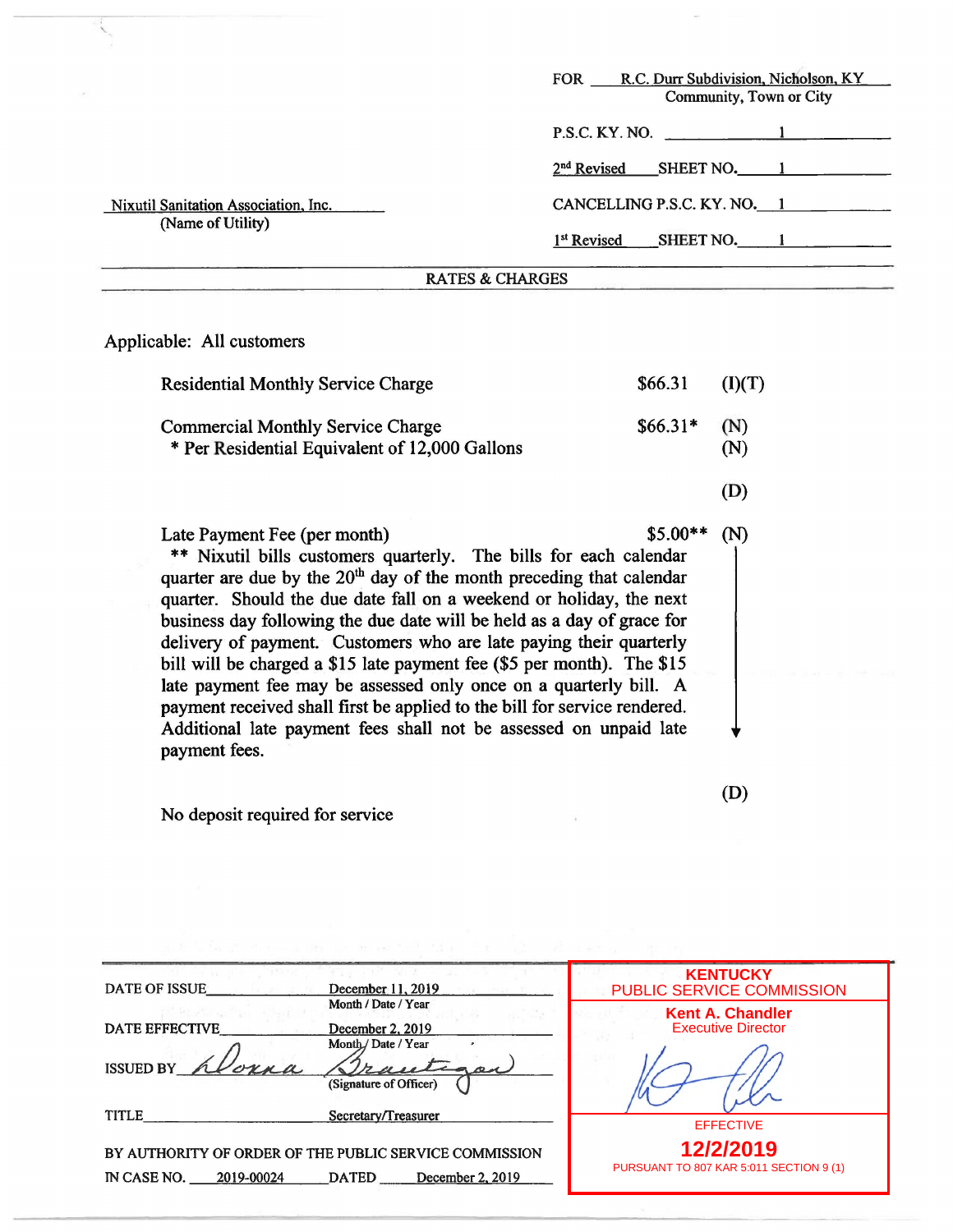FOR R.C. Durr Subdivision, Nicholson, KY
Community, Town or City

P.S.C. KY. NO. 1

2nd Revised SHEET NO. 1

Nixutil Sanitation Association, Inc.
(Name of Utility)

CANCELLING P.S.C. KY. NO. 1

1st Revised SHEET NO. 1

RATES & CHARGES

Applicable: All customers

| | | |
|---|---|---|
| Residential Monthly Service Charge | $66.31 | (I)(T) |
| Commercial Monthly Service Charge<br>* Per Residential Equivalent of 12,000 Gallons | $66.31* | (N)<br>(N) |
| | | (D) |
| Late Payment Fee (per month) | $5.00** | (N) |

** Nixutil bills customers quarterly. The bills for each calendar quarter are due by the 20th day of the month preceding that calendar quarter. Should the due date fall on a weekend or holiday, the next business day following the due date will be held as a day of grace for delivery of payment. Customers who are late paying their quarterly bill will be charged a $15 late payment fee ($5 per month). The $15 late payment fee may be assessed only once on a quarterly bill. A payment received shall first be applied to the bill for service rendered. Additional late payment fees shall not be assessed on unpaid late payment fees.

(D)

No deposit required for service

DATE OF ISSUE December 11, 2019
Month / Date / Year

DATE EFFECTIVE December 2, 2019
Month / Date / Year

ISSUED BY Donna Brautigan
(Signature of Officer)

TITLE Secretary/Treasurer

BY AUTHORITY OF ORDER OF THE PUBLIC SERVICE COMMISSION
IN CASE NO. 2019-00024 DATED December 2, 2019

**KENTUCKY**
PUBLIC SERVICE COMMISSION

**Kent A. Chandler**
Executive Director

EFFECTIVE

**12/2/2019**

PURSUANT TO 807 KAR 5:011 SECTION 9 (1)